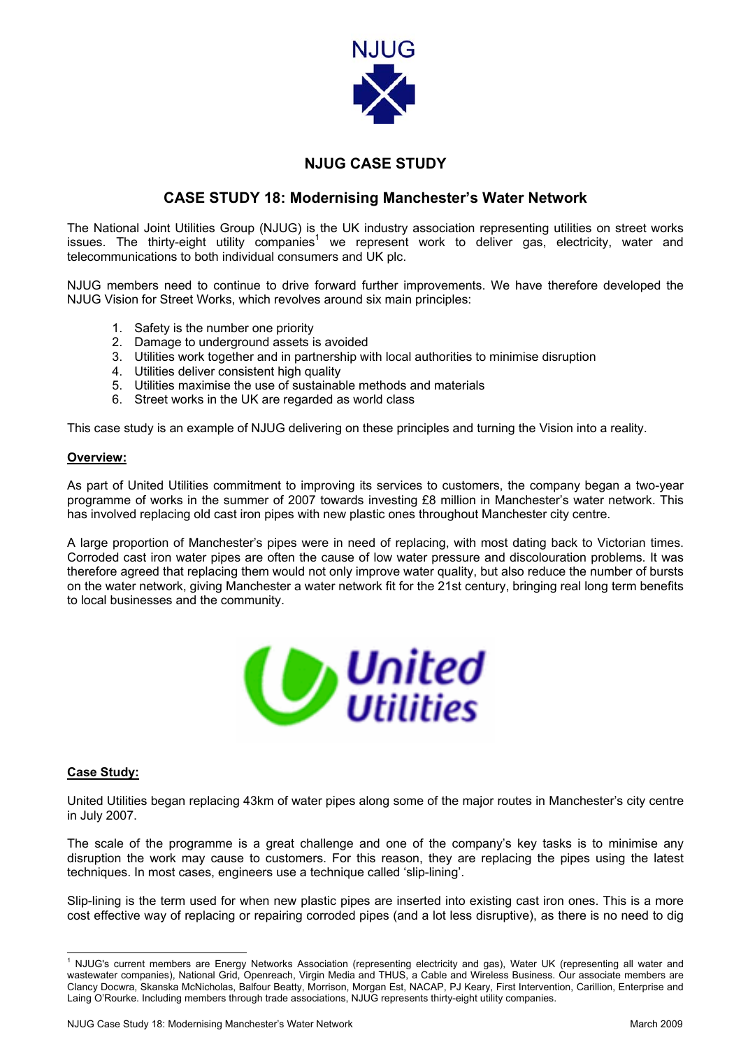# NJUG CASE STUDY

## CASE STUDY 18: Modernising Manchester's Water Network

The National Joint Utilities Group (NJUG) is the UK industry association representing utilities on street works issues. The thirty-eight utility companies[1] we represent work to deliver gas, electricity, water and telecommunications to both individual consumers and UK plc.

NJUG members need to continue to drive forward further improvements. We have therefore developed the NJUG Vision for Street Works, which revolves around six main principles:

1. Safety is the number one priority
2. Damage to underground assets is avoided
3. Utilities work together and in partnership with local authorities to minimise disruption
4. Utilities deliver consistent high quality
5. Utilities maximise the use of sustainable methods and materials
6. Street works in the UK are regarded as world class

This case study is an example of NJUG delivering on these principles and turning the Vision into a reality.

### Overview:

As part of United Utilities commitment to improving its services to customers, the company began a two-year programme of works in the summer of 2007 towards investing £8 million in Manchester's water network. This has involved replacing old cast iron pipes with new plastic ones throughout Manchester city centre.

A large proportion of Manchester's pipes were in need of replacing, with most dating back to Victorian times. Corroded cast iron water pipes are often the cause of low water pressure and discolouration problems. It was therefore agreed that replacing them would not only improve water quality, but also reduce the number of bursts on the water network, giving Manchester a water network fit for the 21st century, bringing real long term benefits to local businesses and the community.

### Case Study:

United Utilities began replacing 43km of water pipes along some of the major routes in Manchester's city centre in July 2007.

The scale of the programme is a great challenge and one of the company's key tasks is to minimise any disruption the work may cause to customers. For this reason, they are replacing the pipes using the latest techniques. In most cases, engineers use a technique called 'slip-lining'.

Slip-lining is the term used for when new plastic pipes are inserted into existing cast iron ones. This is a more cost effective way of replacing or repairing corroded pipes (and a lot less disruptive), as there is no need to dig

[1] NJUG's current members are Energy Networks Association (representing electricity and gas), Water UK (representing all water and wastewater companies), National Grid, Openreach, Virgin Media and THUS, a Cable and Wireless Business. Our associate members are Clancy Docwra, Skanska McNicholas, Balfour Beatty, Morrison, Morgan Est, NACAP, PJ Keary, First Intervention, Carillion, Enterprise and Laing O'Rourke. Including members through trade associations, NJUG represents thirty-eight utility companies.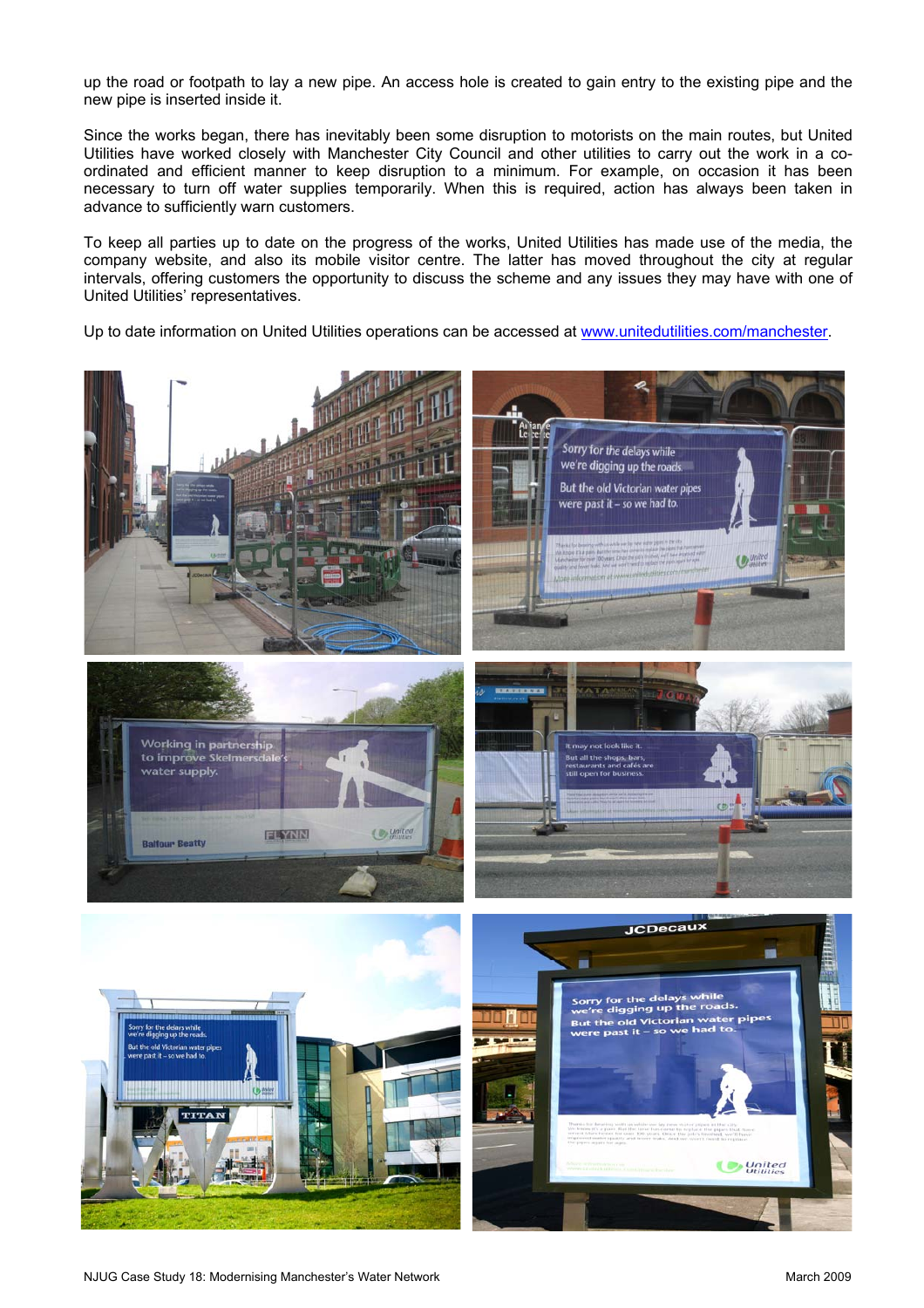up the road or footpath to lay a new pipe. An access hole is created to gain entry to the existing pipe and the new pipe is inserted inside it.

Since the works began, there has inevitably been some disruption to motorists on the main routes, but United Utilities have worked closely with Manchester City Council and other utilities to carry out the work in a co-ordinated and efficient manner to keep disruption to a minimum. For example, on occasion it has been necessary to turn off water supplies temporarily. When this is required, action has always been taken in advance to sufficiently warn customers.

To keep all parties up to date on the progress of the works, United Utilities has made use of the media, the company website, and also its mobile visitor centre. The latter has moved throughout the city at regular intervals, offering customers the opportunity to discuss the scheme and any issues they may have with one of United Utilities' representatives.

Up to date information on United Utilities operations can be accessed at www.unitedutilities.com/manchester.